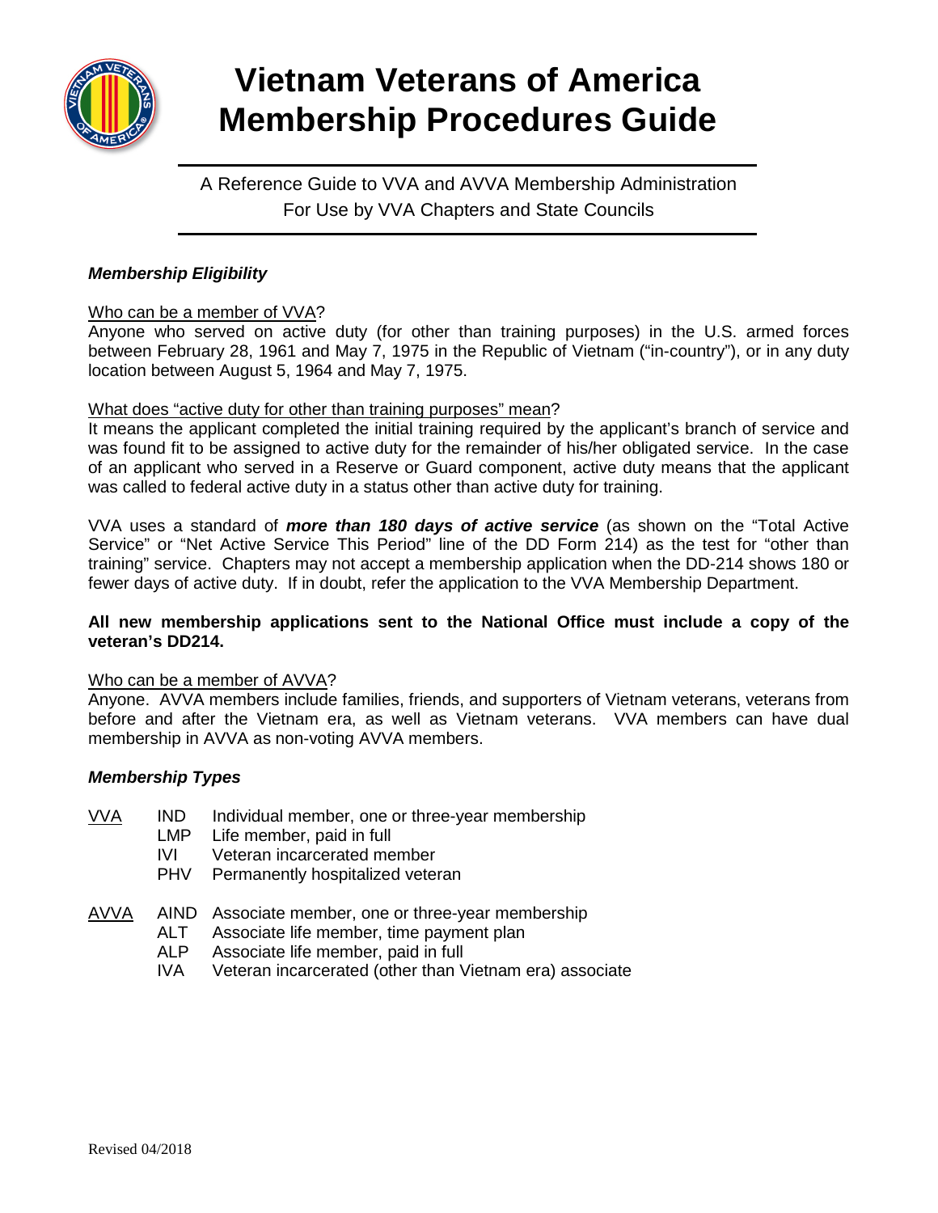# Vietnam Veterans of America Membership Procedures Guide

A Reference Guide to VVA and AVVA Membership Administration
For Use by VVA Chapters and State Councils

***Membership Eligibility***

Who can be a member of VVA?
Anyone who served on active duty (for other than training purposes) in the U.S. armed forces between February 28, 1961 and May 7, 1975 in the Republic of Vietnam ("in-country"), or in any duty location between August 5, 1964 and May 7, 1975.

What does "active duty for other than training purposes" mean?
It means the applicant completed the initial training required by the applicant's branch of service and was found fit to be assigned to active duty for the remainder of his/her obligated service. In the case of an applicant who served in a Reserve or Guard component, active duty means that the applicant was called to federal active duty in a status other than active duty for training.

VVA uses a standard of ***more than 180 days of active service*** (as shown on the "Total Active Service" or "Net Active Service This Period" line of the DD Form 214) as the test for "other than training" service. Chapters may not accept a membership application when the DD-214 shows 180 or fewer days of active duty. If in doubt, refer the application to the VVA Membership Department.

**All new membership applications sent to the National Office must include a copy of the veteran's DD214.**

Who can be a member of AVVA?
Anyone. AVVA members include families, friends, and supporters of Vietnam veterans, veterans from before and after the Vietnam era, as well as Vietnam veterans. VVA members can have dual membership in AVVA as non-voting AVVA members.

***Membership Types***

VVA
- IND Individual member, one or three-year membership
- LMP Life member, paid in full
- IVI Veteran incarcerated member
- PHV Permanently hospitalized veteran

AVVA
- AIND Associate member, one or three-year membership
- ALT Associate life member, time payment plan
- ALP Associate life member, paid in full
- IVA Veteran incarcerated (other than Vietnam era) associate

Revised 04/2018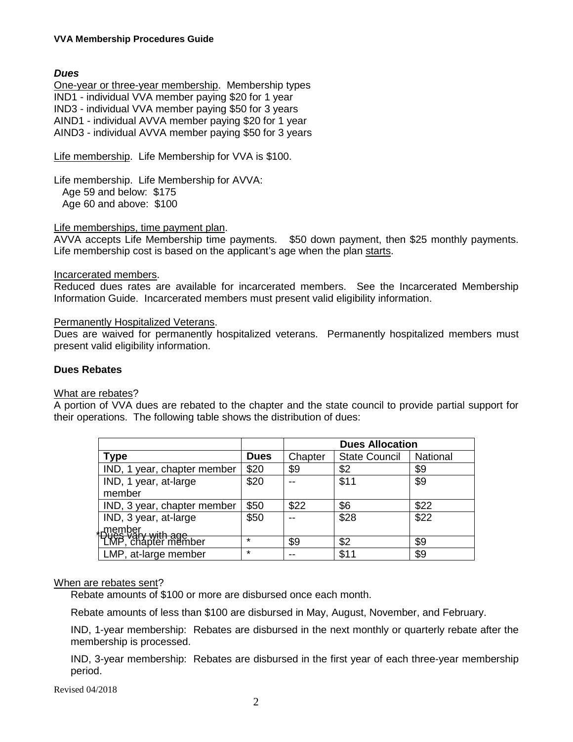***Dues***

One-year or three-year membership. Membership types
IND1 - individual VVA member paying $20 for 1 year
IND3 - individual VVA member paying $50 for 3 years
AIND1 - individual AVVA member paying $20 for 1 year
AIND3 - individual AVVA member paying $50 for 3 years

Life membership. Life Membership for VVA is $100.

Life membership. Life Membership for AVVA:
Age 59 and below: $175
Age 60 and above: $100

Life memberships, time payment plan.
AVVA accepts Life Membership time payments. $50 down payment, then $25 monthly payments. Life membership cost is based on the applicant's age when the plan starts.

Incarcerated members.
Reduced dues rates are available for incarcerated members. See the Incarcerated Membership Information Guide. Incarcerated members must present valid eligibility information.

Permanently Hospitalized Veterans.
Dues are waived for permanently hospitalized veterans. Permanently hospitalized members must present valid eligibility information.

**Dues Rebates**

What are rebates?
A portion of VVA dues are rebated to the chapter and the state council to provide partial support for their operations. The following table shows the distribution of dues:

| | | Dues Allocation | | |
|---|---|---|---|---|
| **Type** | **Dues** | Chapter | State Council | National |
| IND, 1 year, chapter member | $20 | $9 | $2 | $9 |
| IND, 1 year, at-large member | $20 | -- | $11 | $9 |
| IND, 3 year, chapter member | $50 | $22 | $6 | $22 |
| IND, 3 year, at-large member | $50 | -- | $28 | $22 |
| LMP, chapter member | * | $9 | $2 | $9 |
| LMP, at-large member | * | -- | $11 | $9 |

*Dues vary with age

When are rebates sent?

Rebate amounts of $100 or more are disbursed once each month.

Rebate amounts of less than $100 are disbursed in May, August, November, and February.

IND, 1-year membership: Rebates are disbursed in the next monthly or quarterly rebate after the membership is processed.

IND, 3-year membership: Rebates are disbursed in the first year of each three-year membership period.

Revised 04/2018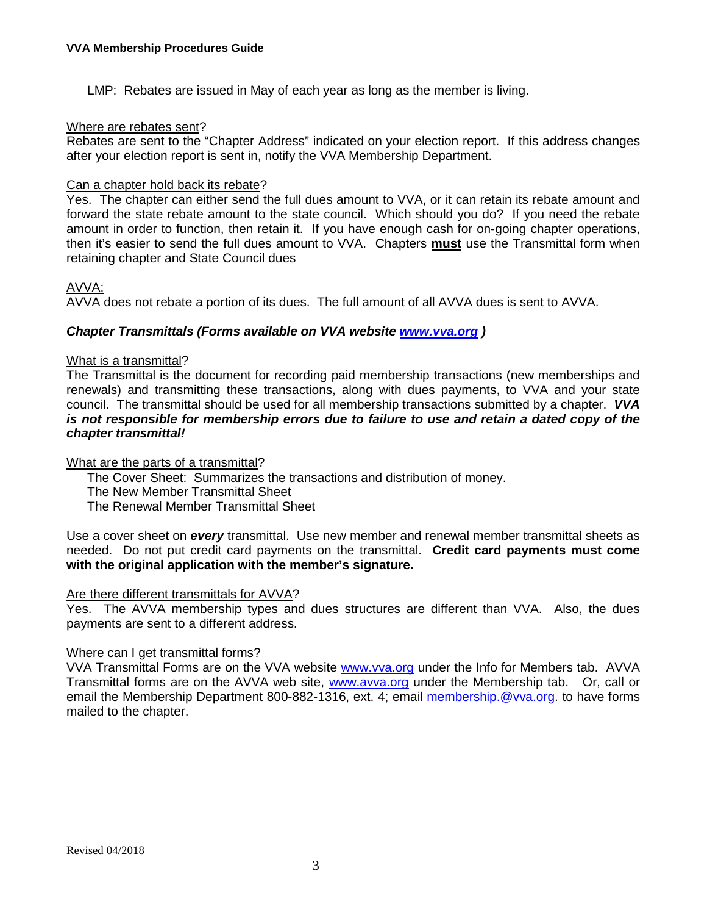LMP: Rebates are issued in May of each year as long as the member is living.

Where are rebates sent?
Rebates are sent to the "Chapter Address" indicated on your election report. If this address changes after your election report is sent in, notify the VVA Membership Department.

Can a chapter hold back its rebate?
Yes. The chapter can either send the full dues amount to VVA, or it can retain its rebate amount and forward the state rebate amount to the state council. Which should you do? If you need the rebate amount in order to function, then retain it. If you have enough cash for on-going chapter operations, then it's easier to send the full dues amount to VVA. Chapters **must** use the Transmittal form when retaining chapter and State Council dues

AVVA:
AVVA does not rebate a portion of its dues. The full amount of all AVVA dues is sent to AVVA.

***Chapter Transmittals (Forms available on VVA website [www.vva.org](http://www.vva.org) )***

What is a transmittal?
The Transmittal is the document for recording paid membership transactions (new memberships and renewals) and transmitting these transactions, along with dues payments, to VVA and your state council. The transmittal should be used for all membership transactions submitted by a chapter. ***VVA is not responsible for membership errors due to failure to use and retain a dated copy of the chapter transmittal!***

What are the parts of a transmittal?
The Cover Sheet: Summarizes the transactions and distribution of money.
The New Member Transmittal Sheet
The Renewal Member Transmittal Sheet

Use a cover sheet on ***every*** transmittal. Use new member and renewal member transmittal sheets as needed. Do not put credit card payments on the transmittal. **Credit card payments must come with the original application with the member's signature.**

Are there different transmittals for AVVA?
Yes. The AVVA membership types and dues structures are different than VVA. Also, the dues payments are sent to a different address.

Where can I get transmittal forms?
VVA Transmittal Forms are on the VVA website [www.vva.org](http://www.vva.org) under the Info for Members tab. AVVA Transmittal forms are on the AVVA web site, [www.avva.org](http://www.avva.org) under the Membership tab. Or, call or email the Membership Department 800-882-1316, ext. 4; email [membership.@vva.org](mailto:membership.@vva.org). to have forms mailed to the chapter.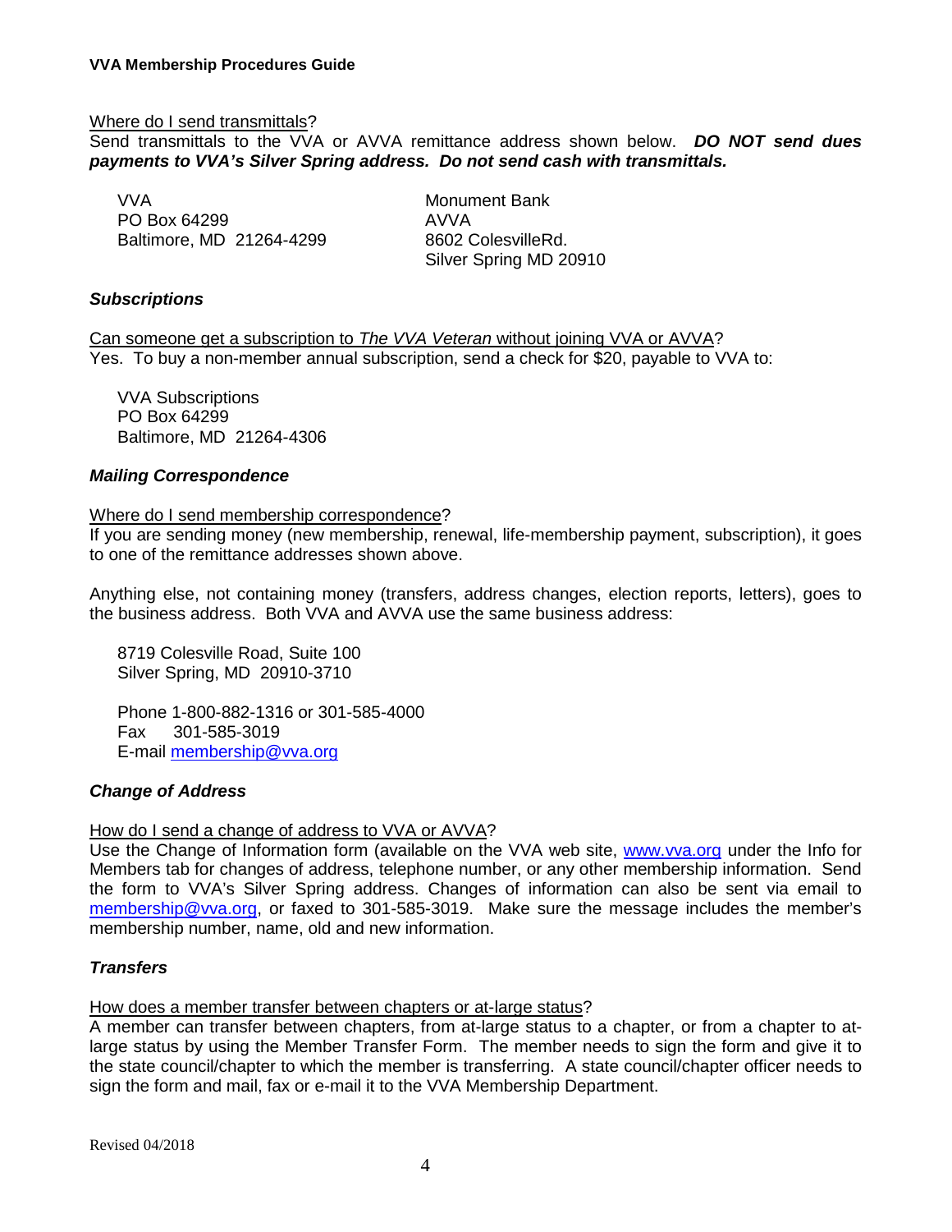Where do I send transmittals?

Send transmittals to the VVA or AVVA remittance address shown below. ***DO NOT send dues payments to VVA's Silver Spring address. Do not send cash with transmittals.***

VVA
PO Box 64299
Baltimore, MD 21264-4299

Monument Bank
AVVA
8602 ColesvilleRd.
Silver Spring MD 20910

### *Subscriptions*

Can someone get a subscription to *The VVA Veteran* without joining VVA or AVVA?

Yes. To buy a non-member annual subscription, send a check for $20, payable to VVA to:

VVA Subscriptions
PO Box 64299
Baltimore, MD 21264-4306

### *Mailing Correspondence*

Where do I send membership correspondence?

If you are sending money (new membership, renewal, life-membership payment, subscription), it goes to one of the remittance addresses shown above.

Anything else, not containing money (transfers, address changes, election reports, letters), goes to the business address. Both VVA and AVVA use the same business address:

8719 Colesville Road, Suite 100
Silver Spring, MD 20910-3710

Phone 1-800-882-1316 or 301-585-4000
Fax 301-585-3019
E-mail membership@vva.org

### *Change of Address*

How do I send a change of address to VVA or AVVA?

Use the Change of Information form (available on the VVA web site, www.vva.org under the Info for Members tab for changes of address, telephone number, or any other membership information. Send the form to VVA's Silver Spring address. Changes of information can also be sent via email to membership@vva.org, or faxed to 301-585-3019. Make sure the message includes the member's membership number, name, old and new information.

### *Transfers*

How does a member transfer between chapters or at-large status?

A member can transfer between chapters, from at-large status to a chapter, or from a chapter to at-large status by using the Member Transfer Form. The member needs to sign the form and give it to the state council/chapter to which the member is transferring. A state council/chapter officer needs to sign the form and mail, fax or e-mail it to the VVA Membership Department.

Revised 04/2018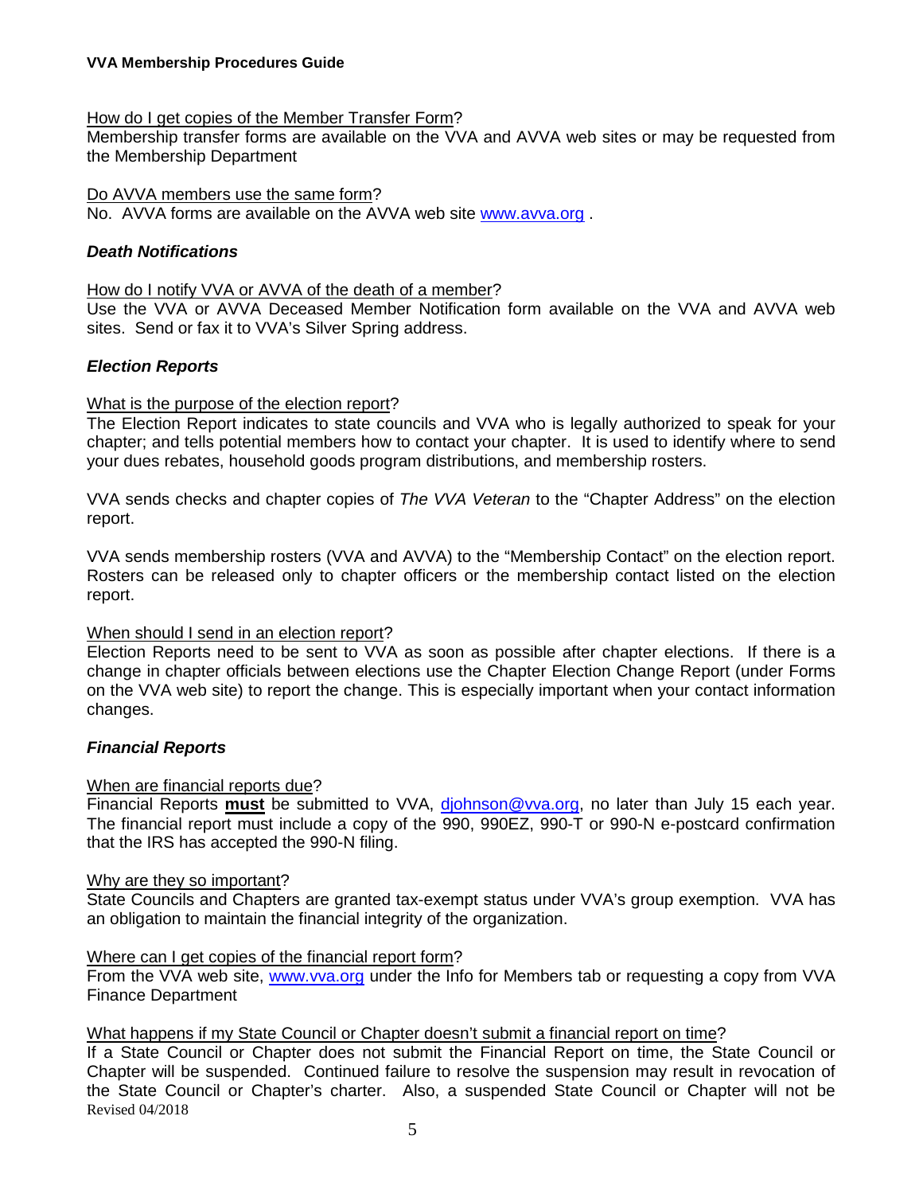How do I get copies of the Member Transfer Form?
Membership transfer forms are available on the VVA and AVVA web sites or may be requested from the Membership Department

Do AVVA members use the same form?
No. AVVA forms are available on the AVVA web site www.avva.org .

### *Death Notifications*

How do I notify VVA or AVVA of the death of a member?
Use the VVA or AVVA Deceased Member Notification form available on the VVA and AVVA web sites. Send or fax it to VVA's Silver Spring address.

### *Election Reports*

What is the purpose of the election report?
The Election Report indicates to state councils and VVA who is legally authorized to speak for your chapter; and tells potential members how to contact your chapter. It is used to identify where to send your dues rebates, household goods program distributions, and membership rosters.

VVA sends checks and chapter copies of *The VVA Veteran* to the "Chapter Address" on the election report.

VVA sends membership rosters (VVA and AVVA) to the "Membership Contact" on the election report. Rosters can be released only to chapter officers or the membership contact listed on the election report.

When should I send in an election report?
Election Reports need to be sent to VVA as soon as possible after chapter elections. If there is a change in chapter officials between elections use the Chapter Election Change Report (under Forms on the VVA web site) to report the change. This is especially important when your contact information changes.

### *Financial Reports*

When are financial reports due?
Financial Reports **must** be submitted to VVA, djohnson@vva.org, no later than July 15 each year. The financial report must include a copy of the 990, 990EZ, 990-T or 990-N e-postcard confirmation that the IRS has accepted the 990-N filing.

Why are they so important?
State Councils and Chapters are granted tax-exempt status under VVA's group exemption. VVA has an obligation to maintain the financial integrity of the organization.

Where can I get copies of the financial report form?
From the VVA web site, www.vva.org under the Info for Members tab or requesting a copy from VVA Finance Department

What happens if my State Council or Chapter doesn't submit a financial report on time?
If a State Council or Chapter does not submit the Financial Report on time, the State Council or Chapter will be suspended. Continued failure to resolve the suspension may result in revocation of the State Council or Chapter's charter. Also, a suspended State Council or Chapter will not be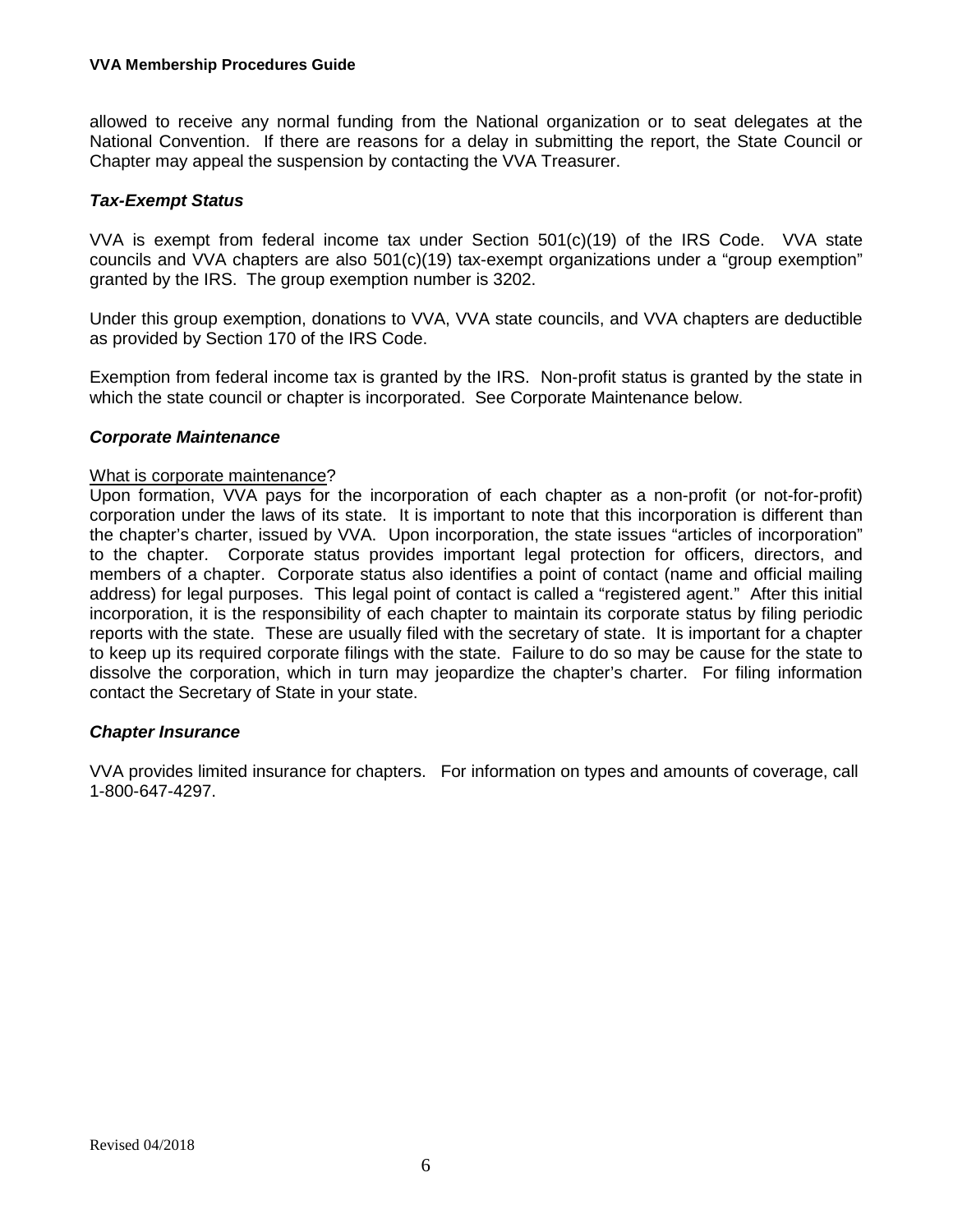allowed to receive any normal funding from the National organization or to seat delegates at the National Convention. If there are reasons for a delay in submitting the report, the State Council or Chapter may appeal the suspension by contacting the VVA Treasurer.

### *Tax-Exempt Status*

VVA is exempt from federal income tax under Section 501(c)(19) of the IRS Code. VVA state councils and VVA chapters are also 501(c)(19) tax-exempt organizations under a "group exemption" granted by the IRS. The group exemption number is 3202.

Under this group exemption, donations to VVA, VVA state councils, and VVA chapters are deductible as provided by Section 170 of the IRS Code.

Exemption from federal income tax is granted by the IRS. Non-profit status is granted by the state in which the state council or chapter is incorporated. See Corporate Maintenance below.

### *Corporate Maintenance*

What is corporate maintenance?
Upon formation, VVA pays for the incorporation of each chapter as a non-profit (or not-for-profit) corporation under the laws of its state. It is important to note that this incorporation is different than the chapter's charter, issued by VVA. Upon incorporation, the state issues "articles of incorporation" to the chapter. Corporate status provides important legal protection for officers, directors, and members of a chapter. Corporate status also identifies a point of contact (name and official mailing address) for legal purposes. This legal point of contact is called a "registered agent." After this initial incorporation, it is the responsibility of each chapter to maintain its corporate status by filing periodic reports with the state. These are usually filed with the secretary of state. It is important for a chapter to keep up its required corporate filings with the state. Failure to do so may be cause for the state to dissolve the corporation, which in turn may jeopardize the chapter's charter. For filing information contact the Secretary of State in your state.

### *Chapter Insurance*

VVA provides limited insurance for chapters. For information on types and amounts of coverage, call 1-800-647-4297.